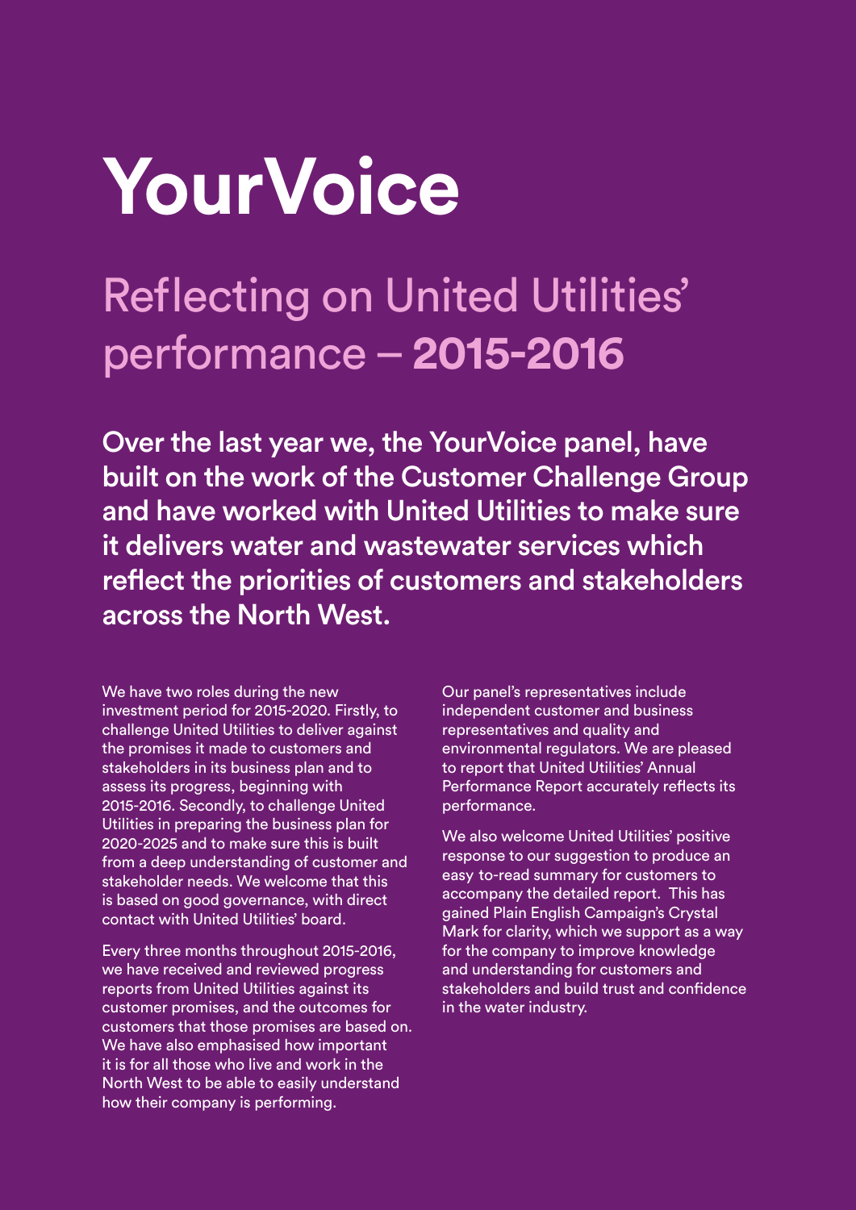# YourVoice

## Reflecting on United Utilities' performance – **2015-2016**

**Over the last year we, the YourVoice panel, have built on the work of the Customer Challenge Group and have worked with United Utilities to make sure it delivers water and wastewater services which reflect the priorities of customers and stakeholders across the North West.**

We have two roles during the new investment period for 2015-2020. Firstly, to challenge United Utilities to deliver against the promises it made to customers and stakeholders in its business plan and to assess its progress, beginning with 2015-2016. Secondly, to challenge United Utilities in preparing the business plan for 2020-2025 and to make sure this is built from a deep understanding of customer and stakeholder needs. We welcome that this is based on good governance, with direct contact with United Utilities' board.

Every three months throughout 2015-2016, we have received and reviewed progress reports from United Utilities against its customer promises, and the outcomes for customers that those promises are based on. We have also emphasised how important it is for all those who live and work in the North West to be able to easily understand how their company is performing.

Our panel's representatives include independent customer and business representatives and quality and environmental regulators. We are pleased to report that United Utilities' Annual Performance Report accurately reflects its performance.

We also welcome United Utilities' positive response to our suggestion to produce an easy to-read summary for customers to accompany the detailed report. This has gained Plain English Campaign's Crystal Mark for clarity, which we support as a way for the company to improve knowledge and understanding for customers and stakeholders and build trust and confidence in the water industry.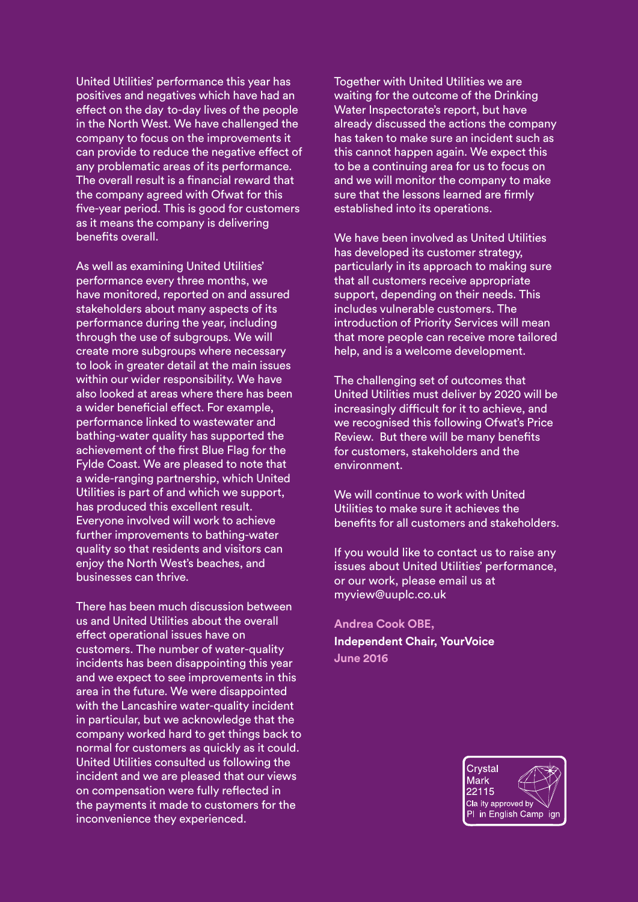United Utilities' performance this year has positives and negatives which have had an effect on the day to-day lives of the people in the North West. We have challenged the company to focus on the improvements it can provide to reduce the negative effect of any problematic areas of its performance. The overall result is a financial reward that the company agreed with Ofwat for this five-year period. This is good for customers as it means the company is delivering benefits overall.

As well as examining United Utilities' performance every three months, we have monitored, reported on and assured stakeholders about many aspects of its performance during the year, including through the use of subgroups. We will create more subgroups where necessary to look in greater detail at the main issues within our wider responsibility. We have also looked at areas where there has been a wider beneficial effect. For example, performance linked to wastewater and bathing-water quality has supported the achievement of the first Blue Flag for the Fylde Coast. We are pleased to note that a wide-ranging partnership, which United Utilities is part of and which we support, has produced this excellent result. Everyone involved will work to achieve further improvements to bathing-water quality so that residents and visitors can enjoy the North West's beaches, and businesses can thrive.

There has been much discussion between us and United Utilities about the overall effect operational issues have on customers. The number of water-quality incidents has been disappointing this year and we expect to see improvements in this area in the future. We were disappointed with the Lancashire water-quality incident in particular, but we acknowledge that the company worked hard to get things back to normal for customers as quickly as it could. United Utilities consulted us following the incident and we are pleased that our views on compensation were fully reflected in the payments it made to customers for the inconvenience they experienced.

Together with United Utilities we are waiting for the outcome of the Drinking Water Inspectorate's report, but have already discussed the actions the company has taken to make sure an incident such as this cannot happen again. We expect this to be a continuing area for us to focus on and we will monitor the company to make sure that the lessons learned are firmly established into its operations.

We have been involved as United Utilities has developed its customer strategy, particularly in its approach to making sure that all customers receive appropriate support, depending on their needs. This includes vulnerable customers. The introduction of Priority Services will mean that more people can receive more tailored help, and is a welcome development.

The challenging set of outcomes that United Utilities must deliver by 2020 will be increasingly difficult for it to achieve, and we recognised this following Ofwat's Price Review. But there will be many benefits for customers, stakeholders and the environment.

We will continue to work with United Utilities to make sure it achieves the benefits for all customers and stakeholders.

If you would like to contact us to raise any issues about United Utilities' performance, or our work, please email us at myview@uuplc.co.uk

**Andrea Cook OBE,**
**Independent Chair, YourVoice**
**June 2016**

Crystal Mark 22115
Clarity approved by Plain English Campaign